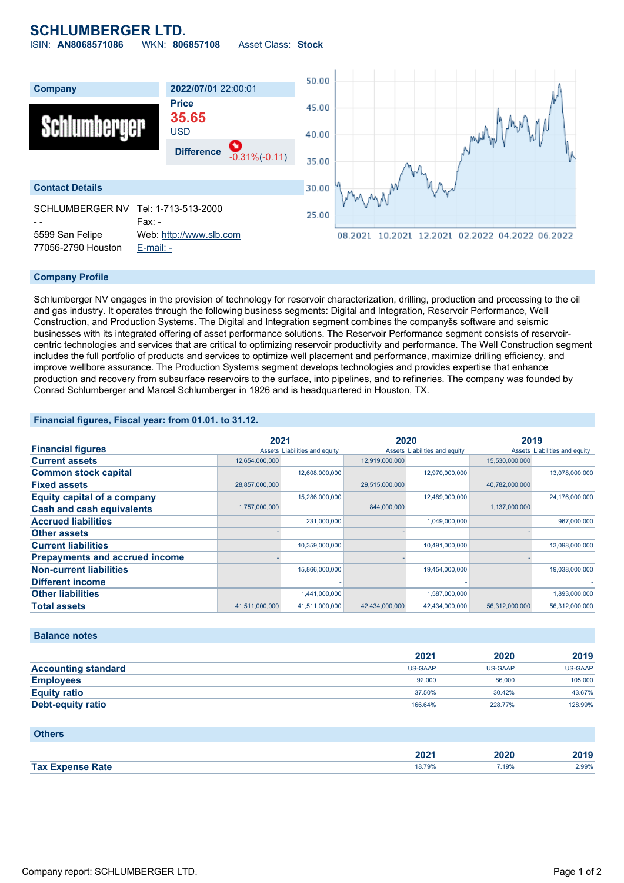# SCHLUMBERGER LTD.

ISIN: **AN8068571086** WKN: **806857108** Asset Class: **Stock**

| Company | 2022/07/01 22:00:01 |
|---|---|
| | **Price** 35.65 USD |
| | **Difference** -0.31%(-0.11) |

## Contact Details

SCHLUMBERGER NV
- -
5599 San Felipe
77056-2790 Houston

Tel: 1-713-513-2000
Fax: -
Web: http://www.slb.com
E-mail: -

## Company Profile

Schlumberger NV engages in the provision of technology for reservoir characterization, drilling, production and processing to the oil and gas industry. It operates through the following business segments: Digital and Integration, Reservoir Performance, Well Construction, and Production Systems. The Digital and Integration segment combines the companyšs software and seismic businesses with its integrated offering of asset performance solutions. The Reservoir Performance segment consists of reservoir-centric technologies and services that are critical to optimizing reservoir productivity and performance. The Well Construction segment includes the full portfolio of products and services to optimize well placement and performance, maximize drilling efficiency, and improve wellbore assurance. The Production Systems segment develops technologies and provides expertise that enhance production and recovery from subsurface reservoirs to the surface, into pipelines, and to refineries. The company was founded by Conrad Schlumberger and Marcel Schlumberger in 1926 and is headquartered in Houston, TX.

## Financial figures, Fiscal year: from 01.01. to 31.12.

| Financial figures | 2021 | | 2020 | | 2019 | |
|---|---|---|---|---|---|---|
| | Assets | Liabilities and equity | Assets | Liabilities and equity | Assets | Liabilities and equity |
| **Current assets** | 12,654,000,000 | | 12,919,000,000 | | 15,530,000,000 | |
| **Common stock capital** | | 12,608,000,000 | | 12,970,000,000 | | 13,078,000,000 |
| **Fixed assets** | 28,857,000,000 | | 29,515,000,000 | | 40,782,000,000 | |
| **Equity capital of a company** | | 15,286,000,000 | | 12,489,000,000 | | 24,176,000,000 |
| **Cash and cash equivalents** | 1,757,000,000 | | 844,000,000 | | 1,137,000,000 | |
| **Accrued liabilities** | | 231,000,000 | | 1,049,000,000 | | 967,000,000 |
| **Other assets** | - | | - | | - | |
| **Current liabilities** | | 10,359,000,000 | | 10,491,000,000 | | 13,098,000,000 |
| **Prepayments and accrued income** | - | | - | | - | |
| **Non-current liabilities** | | 15,866,000,000 | | 19,454,000,000 | | 19,038,000,000 |
| **Different income** | | - | | - | | - |
| **Other liabilities** | | 1,441,000,000 | | 1,587,000,000 | | 1,893,000,000 |
| **Total assets** | 41,511,000,000 | 41,511,000,000 | 42,434,000,000 | 42,434,000,000 | 56,312,000,000 | 56,312,000,000 |

## Balance notes

| | 2021 | 2020 | 2019 |
|---|---|---|---|
| **Accounting standard** | US-GAAP | US-GAAP | US-GAAP |
| **Employees** | 92,000 | 86,000 | 105,000 |
| **Equity ratio** | 37.50% | 30.42% | 43.67% |
| **Debt-equity ratio** | 166.64% | 228.77% | 128.99% |

## Others

| | 2021 | 2020 | 2019 |
|---|---|---|---|
| **Tax Expense Rate** | 18.79% | 7.19% | 2.99% |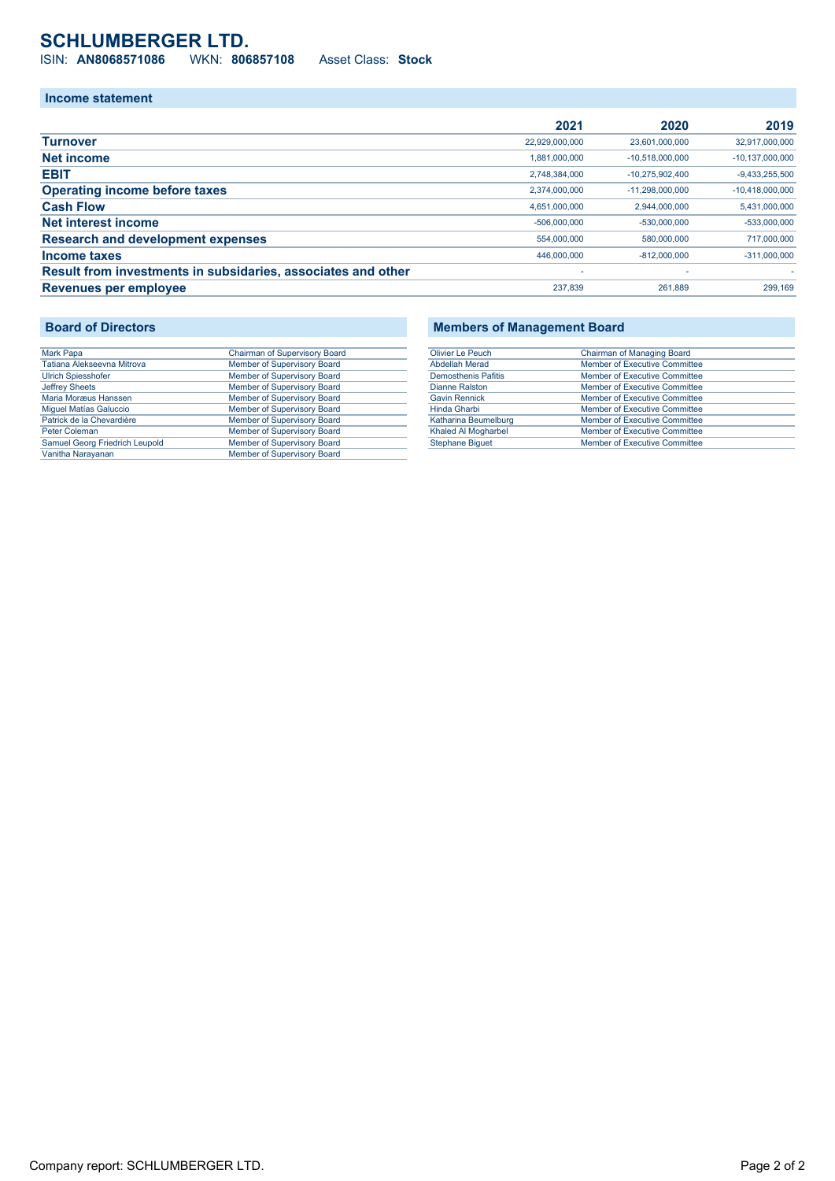# SCHLUMBERGER LTD.

ISIN: **AN8068571086** WKN: **806857108** Asset Class: **Stock**

## Income statement

| | 2021 | 2020 | 2019 |
|---|---|---|---|
| **Turnover** | 22,929,000,000 | 23,601,000,000 | 32,917,000,000 |
| **Net income** | 1,881,000,000 | -10,518,000,000 | -10,137,000,000 |
| **EBIT** | 2,748,384,000 | -10,275,902,400 | -9,433,255,500 |
| **Operating income before taxes** | 2,374,000,000 | -11,298,000,000 | -10,418,000,000 |
| **Cash Flow** | 4,651,000,000 | 2,944,000,000 | 5,431,000,000 |
| **Net interest income** | -506,000,000 | -530,000,000 | -533,000,000 |
| **Research and development expenses** | 554,000,000 | 580,000,000 | 717,000,000 |
| **Income taxes** | 446,000,000 | -812,000,000 | -311,000,000 |
| **Result from investments in subsidaries, associates and other** | - | - | - |
| **Revenues per employee** | 237,839 | 261,889 | 299,169 |

## Board of Directors

| | |
|---|---|
| Mark Papa | Chairman of Supervisory Board |
| Tatiana Alekseevna Mitrova | Member of Supervisory Board |
| Ulrich Spiesshofer | Member of Supervisory Board |
| Jeffrey Sheets | Member of Supervisory Board |
| Maria Moræus Hanssen | Member of Supervisory Board |
| Miguel Matías Galuccio | Member of Supervisory Board |
| Patrick de la Chevardière | Member of Supervisory Board |
| Peter Coleman | Member of Supervisory Board |
| Samuel Georg Friedrich Leupold | Member of Supervisory Board |
| Vanitha Narayanan | Member of Supervisory Board |

## Members of Management Board

| | |
|---|---|
| Olivier Le Peuch | Chairman of Managing Board |
| Abdellah Merad | Member of Executive Committee |
| Demosthenis Pafitis | Member of Executive Committee |
| Dianne Ralston | Member of Executive Committee |
| Gavin Rennick | Member of Executive Committee |
| Hinda Gharbi | Member of Executive Committee |
| Katharina Beumelburg | Member of Executive Committee |
| Khaled Al Mogharbel | Member of Executive Committee |
| Stephane Biguet | Member of Executive Committee |